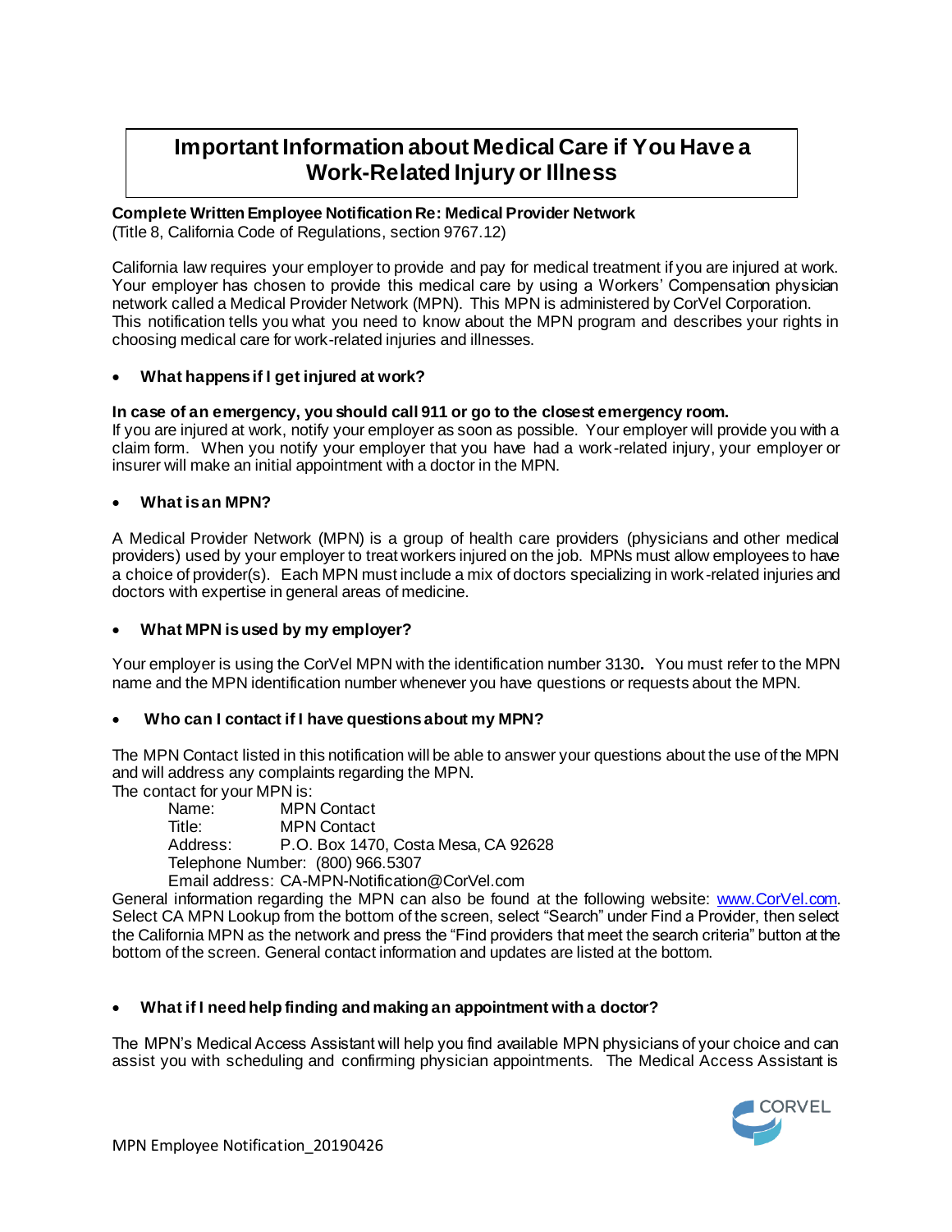# Important Information about Medical Care if You Have a Work-Related Injury or Illness

**Complete Written Employee Notification Re: Medical Provider Network**
(Title 8, California Code of Regulations, section 9767.12)

California law requires your employer to provide and pay for medical treatment if you are injured at work. Your employer has chosen to provide this medical care by using a Workers' Compensation physician network called a Medical Provider Network (MPN). This MPN is administered by CorVel Corporation. This notification tells you what you need to know about the MPN program and describes your rights in choosing medical care for work-related injuries and illnesses.

- **What happens if I get injured at work?**

**In case of an emergency, you should call 911 or go to the closest emergency room.**
If you are injured at work, notify your employer as soon as possible. Your employer will provide you with a claim form. When you notify your employer that you have had a work-related injury, your employer or insurer will make an initial appointment with a doctor in the MPN.

- **What is an MPN?**

A Medical Provider Network (MPN) is a group of health care providers (physicians and other medical providers) used by your employer to treat workers injured on the job. MPNs must allow employees to have a choice of provider(s). Each MPN must include a mix of doctors specializing in work-related injuries and doctors with expertise in general areas of medicine.

- **What MPN is used by my employer?**

Your employer is using the CorVel MPN with the identification number 3130**.** You must refer to the MPN name and the MPN identification number whenever you have questions or requests about the MPN.

- **Who can I contact if I have questions about my MPN?**

The MPN Contact listed in this notification will be able to answer your questions about the use of the MPN and will address any complaints regarding the MPN.
The contact for your MPN is:

Name: MPN Contact
Title: MPN Contact
Address: P.O. Box 1470, Costa Mesa, CA 92628
Telephone Number: (800) 966.5307
Email address: CA-MPN-Notification@CorVel.com

General information regarding the MPN can also be found at the following website: www.CorVel.com. Select CA MPN Lookup from the bottom of the screen, select "Search" under Find a Provider, then select the California MPN as the network and press the "Find providers that meet the search criteria" button at the bottom of the screen. General contact information and updates are listed at the bottom.

- **What if I need help finding and making an appointment with a doctor?**

The MPN's Medical Access Assistant will help you find available MPN physicians of your choice and can assist you with scheduling and confirming physician appointments. The Medical Access Assistant is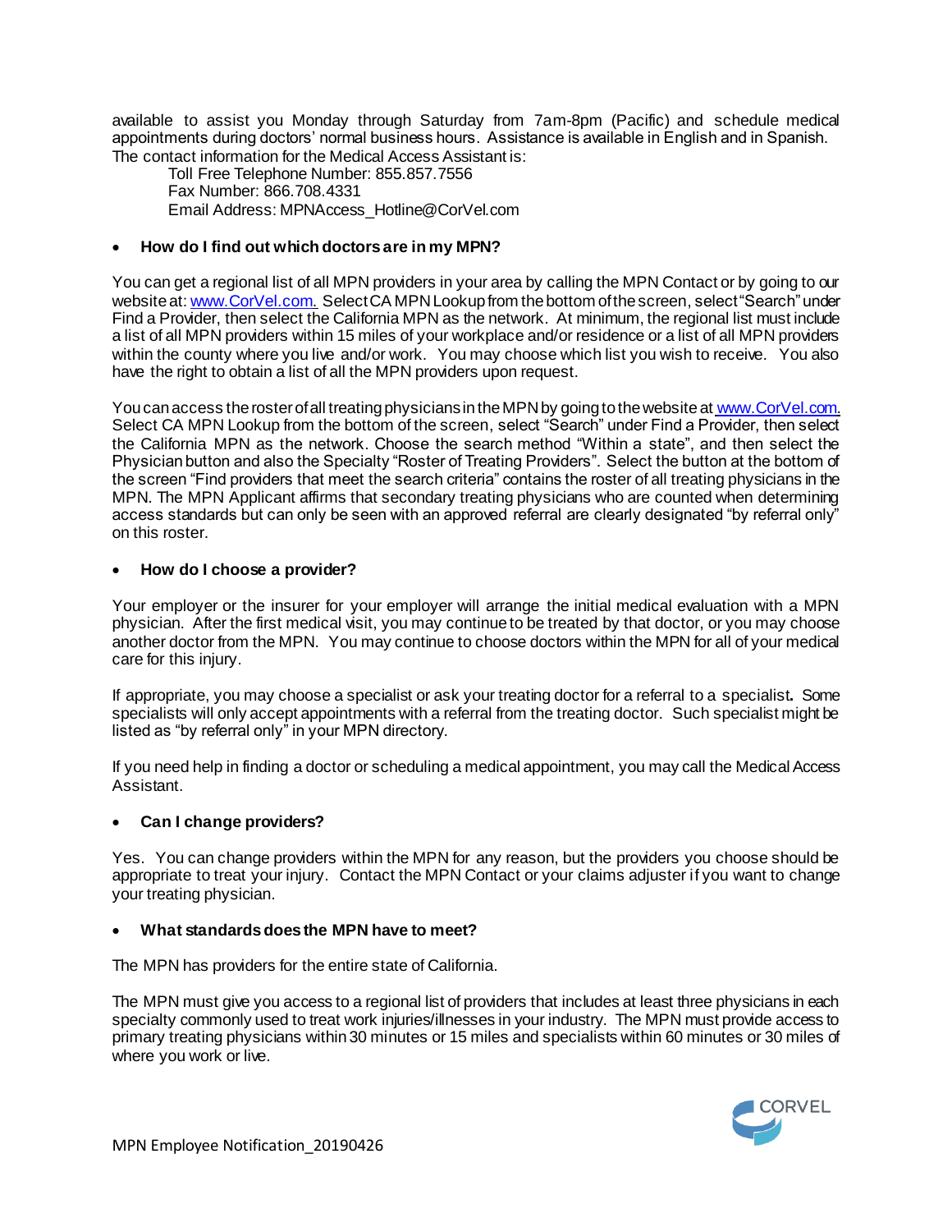available to assist you Monday through Saturday from 7am-8pm (Pacific) and schedule medical appointments during doctors' normal business hours. Assistance is available in English and in Spanish. The contact information for the Medical Access Assistant is:

Toll Free Telephone Number: 855.857.7556
Fax Number: 866.708.4331
Email Address: MPNAccess_Hotline@CorVel.com

- **How do I find out which doctors are in my MPN?**

You can get a regional list of all MPN providers in your area by calling the MPN Contact or by going to our website at: www.CorVel.com. Select CA MPN Lookup from the bottom of the screen, select "Search" under Find a Provider, then select the California MPN as the network. At minimum, the regional list must include a list of all MPN providers within 15 miles of your workplace and/or residence or a list of all MPN providers within the county where you live and/or work. You may choose which list you wish to receive. You also have the right to obtain a list of all the MPN providers upon request.

You can access the roster of all treating physicians in the MPN by going to the website at www.CorVel.com. Select CA MPN Lookup from the bottom of the screen, select "Search" under Find a Provider, then select the California MPN as the network. Choose the search method "Within a state", and then select the Physician button and also the Specialty "Roster of Treating Providers". Select the button at the bottom of the screen "Find providers that meet the search criteria" contains the roster of all treating physicians in the MPN. The MPN Applicant affirms that secondary treating physicians who are counted when determining access standards but can only be seen with an approved referral are clearly designated "by referral only" on this roster.

- **How do I choose a provider?**

Your employer or the insurer for your employer will arrange the initial medical evaluation with a MPN physician. After the first medical visit, you may continue to be treated by that doctor, or you may choose another doctor from the MPN. You may continue to choose doctors within the MPN for all of your medical care for this injury.

If appropriate, you may choose a specialist or ask your treating doctor for a referral to a specialist**.** Some specialists will only accept appointments with a referral from the treating doctor. Such specialist might be listed as "by referral only" in your MPN directory.

If you need help in finding a doctor or scheduling a medical appointment, you may call the Medical Access Assistant.

- **Can I change providers?**

Yes. You can change providers within the MPN for any reason, but the providers you choose should be appropriate to treat your injury. Contact the MPN Contact or your claims adjuster if you want to change your treating physician.

- **What standards does the MPN have to meet?**

The MPN has providers for the entire state of California.

The MPN must give you access to a regional list of providers that includes at least three physicians in each specialty commonly used to treat work injuries/illnesses in your industry. The MPN must provide access to primary treating physicians within 30 minutes or 15 miles and specialists within 60 minutes or 30 miles of where you work or live.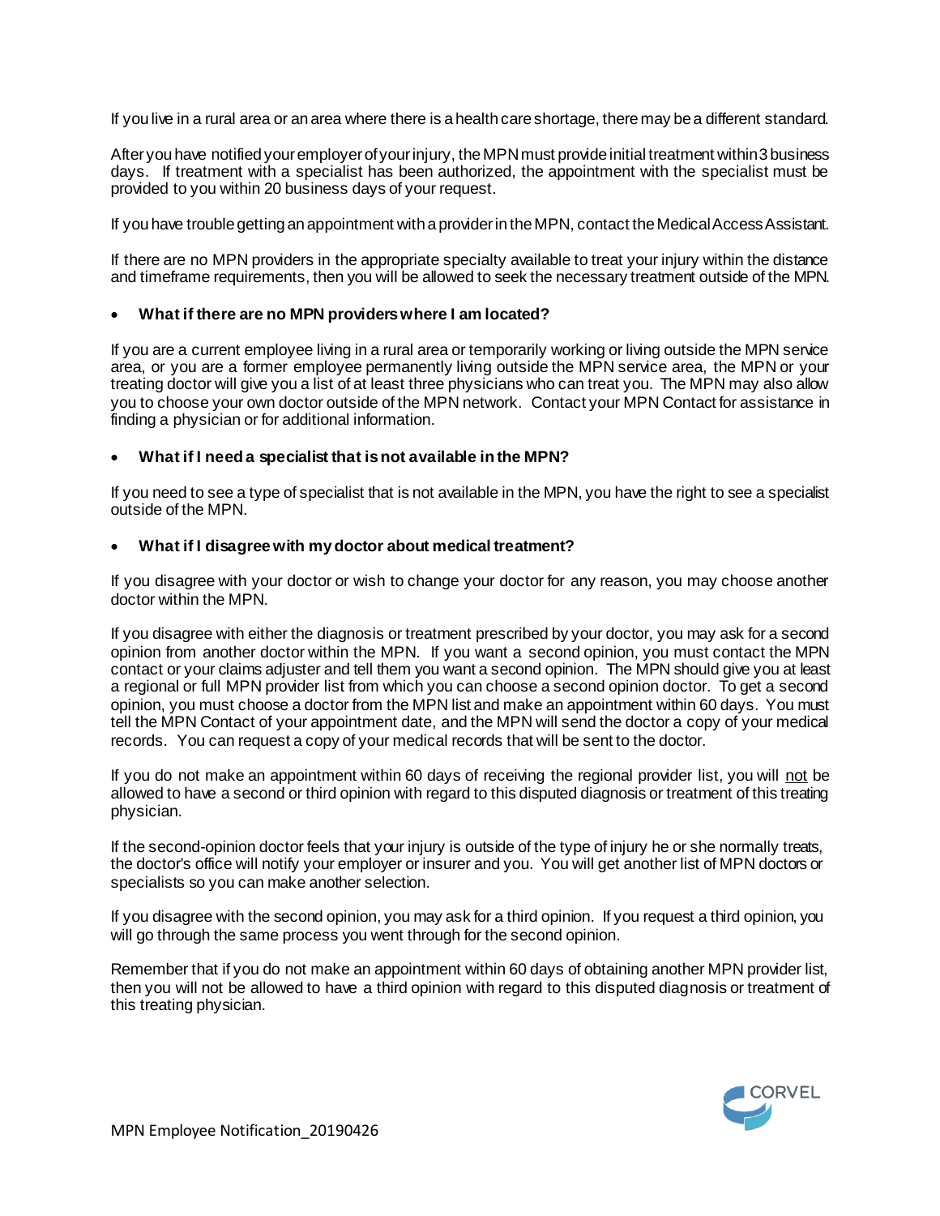If you live in a rural area or an area where there is a health care shortage, there may be a different standard.

After you have notified your employer of your injury, the MPN must provide initial treatment within 3 business days. If treatment with a specialist has been authorized, the appointment with the specialist must be provided to you within 20 business days of your request.

If you have trouble getting an appointment with a provider in the MPN, contact the Medical Access Assistant.

If there are no MPN providers in the appropriate specialty available to treat your injury within the distance and timeframe requirements, then you will be allowed to seek the necessary treatment outside of the MPN.

- **What if there are no MPN providers where I am located?**

If you are a current employee living in a rural area or temporarily working or living outside the MPN service area, or you are a former employee permanently living outside the MPN service area, the MPN or your treating doctor will give you a list of at least three physicians who can treat you. The MPN may also allow you to choose your own doctor outside of the MPN network. Contact your MPN Contact for assistance in finding a physician or for additional information.

- **What if I need a specialist that is not available in the MPN?**

If you need to see a type of specialist that is not available in the MPN, you have the right to see a specialist outside of the MPN.

- **What if I disagree with my doctor about medical treatment?**

If you disagree with your doctor or wish to change your doctor for any reason, you may choose another doctor within the MPN.

If you disagree with either the diagnosis or treatment prescribed by your doctor, you may ask for a second opinion from another doctor within the MPN. If you want a second opinion, you must contact the MPN contact or your claims adjuster and tell them you want a second opinion. The MPN should give you at least a regional or full MPN provider list from which you can choose a second opinion doctor. To get a second opinion, you must choose a doctor from the MPN list and make an appointment within 60 days. You must tell the MPN Contact of your appointment date, and the MPN will send the doctor a copy of your medical records. You can request a copy of your medical records that will be sent to the doctor.

If you do not make an appointment within 60 days of receiving the regional provider list, you will not be allowed to have a second or third opinion with regard to this disputed diagnosis or treatment of this treating physician.

If the second-opinion doctor feels that your injury is outside of the type of injury he or she normally treats, the doctor's office will notify your employer or insurer and you. You will get another list of MPN doctors or specialists so you can make another selection.

If you disagree with the second opinion, you may ask for a third opinion. If you request a third opinion, you will go through the same process you went through for the second opinion.

Remember that if you do not make an appointment within 60 days of obtaining another MPN provider list, then you will not be allowed to have a third opinion with regard to this disputed diagnosis or treatment of this treating physician.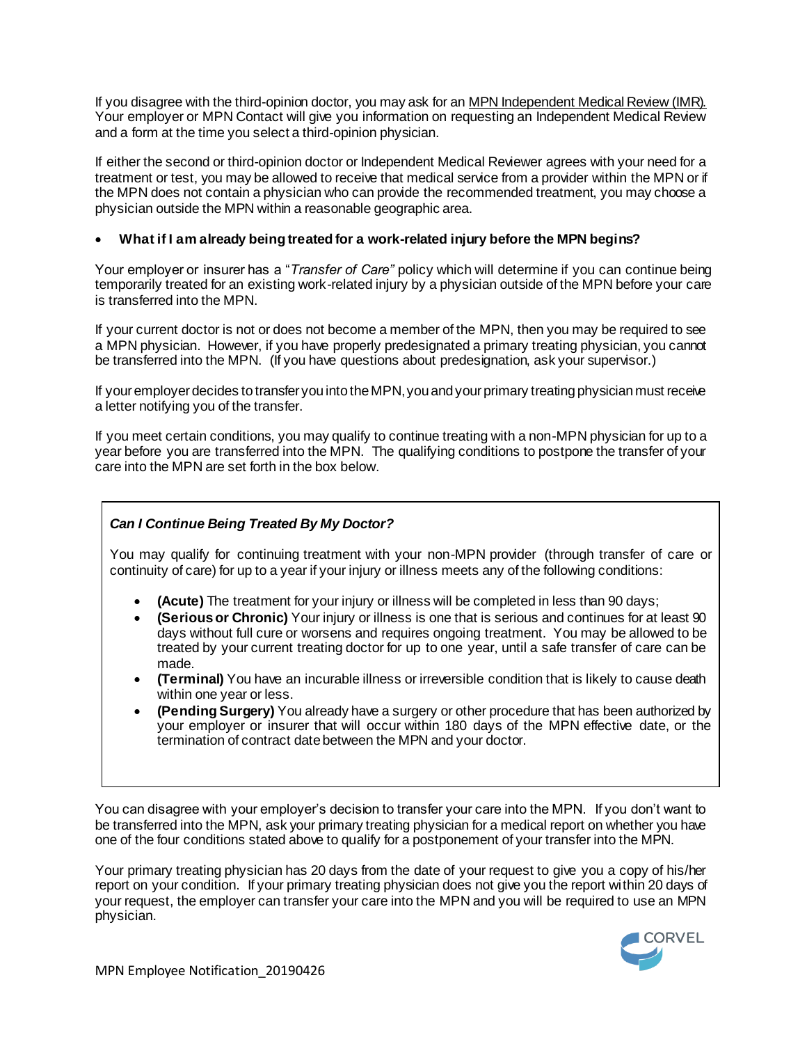If you disagree with the third-opinion doctor, you may ask for an MPN Independent Medical Review (IMR). Your employer or MPN Contact will give you information on requesting an Independent Medical Review and a form at the time you select a third-opinion physician.

If either the second or third-opinion doctor or Independent Medical Reviewer agrees with your need for a treatment or test, you may be allowed to receive that medical service from a provider within the MPN or if the MPN does not contain a physician who can provide the recommended treatment, you may choose a physician outside the MPN within a reasonable geographic area.

- **What if I am already being treated for a work-related injury before the MPN begins?**

Your employer or insurer has a "*Transfer of Care"* policy which will determine if you can continue being temporarily treated for an existing work-related injury by a physician outside of the MPN before your care is transferred into the MPN.

If your current doctor is not or does not become a member of the MPN, then you may be required to see a MPN physician. However, if you have properly predesignated a primary treating physician, you cannot be transferred into the MPN. (If you have questions about predesignation, ask your supervisor.)

If your employer decides to transfer you into the MPN, you and your primary treating physician must receive a letter notifying you of the transfer.

If you meet certain conditions, you may qualify to continue treating with a non-MPN physician for up to a year before you are transferred into the MPN. The qualifying conditions to postpone the transfer of your care into the MPN are set forth in the box below.

***Can I Continue Being Treated By My Doctor?***

You may qualify for continuing treatment with your non-MPN provider (through transfer of care or continuity of care) for up to a year if your injury or illness meets any of the following conditions:

- **(Acute)** The treatment for your injury or illness will be completed in less than 90 days;
- **(Serious or Chronic)** Your injury or illness is one that is serious and continues for at least 90 days without full cure or worsens and requires ongoing treatment. You may be allowed to be treated by your current treating doctor for up to one year, until a safe transfer of care can be made.
- **(Terminal)** You have an incurable illness or irreversible condition that is likely to cause death within one year or less.
- **(Pending Surgery)** You already have a surgery or other procedure that has been authorized by your employer or insurer that will occur within 180 days of the MPN effective date, or the termination of contract date between the MPN and your doctor.

You can disagree with your employer's decision to transfer your care into the MPN. If you don't want to be transferred into the MPN, ask your primary treating physician for a medical report on whether you have one of the four conditions stated above to qualify for a postponement of your transfer into the MPN.

Your primary treating physician has 20 days from the date of your request to give you a copy of his/her report on your condition. If your primary treating physician does not give you the report within 20 days of your request, the employer can transfer your care into the MPN and you will be required to use an MPN physician.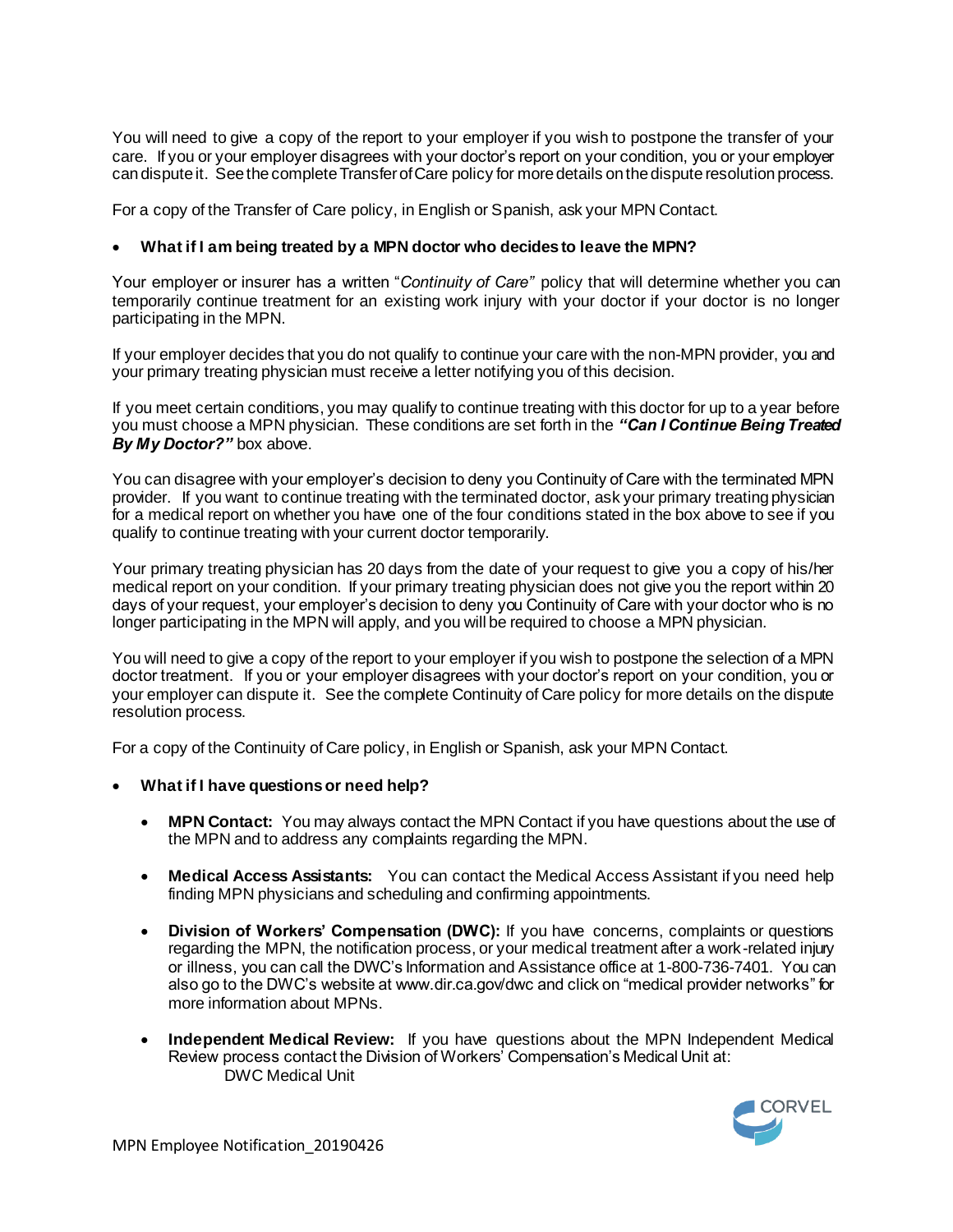You will need to give a copy of the report to your employer if you wish to postpone the transfer of your care. If you or your employer disagrees with your doctor's report on your condition, you or your employer can dispute it. See the complete Transfer of Care policy for more details on the dispute resolution process.

For a copy of the Transfer of Care policy, in English or Spanish, ask your MPN Contact.

- **What if I am being treated by a MPN doctor who decides to leave the MPN?**

Your employer or insurer has a written "*Continuity of Care*" policy that will determine whether you can temporarily continue treatment for an existing work injury with your doctor if your doctor is no longer participating in the MPN.

If your employer decides that you do not qualify to continue your care with the non-MPN provider, you and your primary treating physician must receive a letter notifying you of this decision.

If you meet certain conditions, you may qualify to continue treating with this doctor for up to a year before you must choose a MPN physician. These conditions are set forth in the ***"Can I Continue Being Treated By My Doctor?"*** box above.

You can disagree with your employer's decision to deny you Continuity of Care with the terminated MPN provider. If you want to continue treating with the terminated doctor, ask your primary treating physician for a medical report on whether you have one of the four conditions stated in the box above to see if you qualify to continue treating with your current doctor temporarily.

Your primary treating physician has 20 days from the date of your request to give you a copy of his/her medical report on your condition. If your primary treating physician does not give you the report within 20 days of your request, your employer's decision to deny you Continuity of Care with your doctor who is no longer participating in the MPN will apply, and you will be required to choose a MPN physician.

You will need to give a copy of the report to your employer if you wish to postpone the selection of a MPN doctor treatment. If you or your employer disagrees with your doctor's report on your condition, you or your employer can dispute it. See the complete Continuity of Care policy for more details on the dispute resolution process.

For a copy of the Continuity of Care policy, in English or Spanish, ask your MPN Contact.

- **What if I have questions or need help?**

  - **MPN Contact:** You may always contact the MPN Contact if you have questions about the use of the MPN and to address any complaints regarding the MPN.

  - **Medical Access Assistants:** You can contact the Medical Access Assistant if you need help finding MPN physicians and scheduling and confirming appointments.

  - **Division of Workers' Compensation (DWC):** If you have concerns, complaints or questions regarding the MPN, the notification process, or your medical treatment after a work-related injury or illness, you can call the DWC's Information and Assistance office at 1-800-736-7401. You can also go to the DWC's website at www.dir.ca.gov/dwc and click on "medical provider networks" for more information about MPNs.

  - **Independent Medical Review:** If you have questions about the MPN Independent Medical Review process contact the Division of Workers' Compensation's Medical Unit at:
    DWC Medical Unit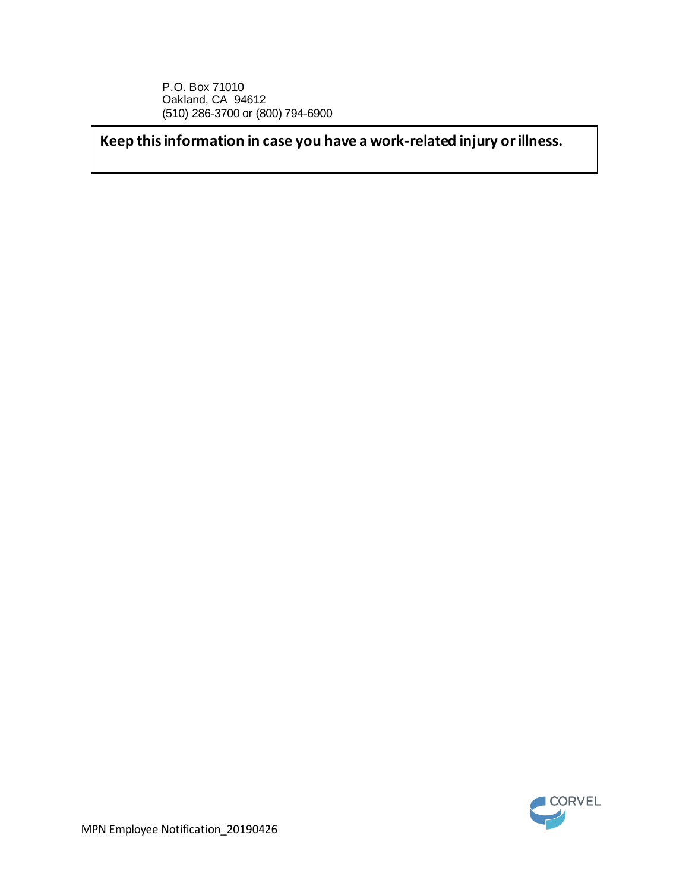P.O. Box 71010
Oakland, CA 94612
(510) 286-3700 or (800) 794-6900

**Keep this information in case you have a work-related injury or illness.**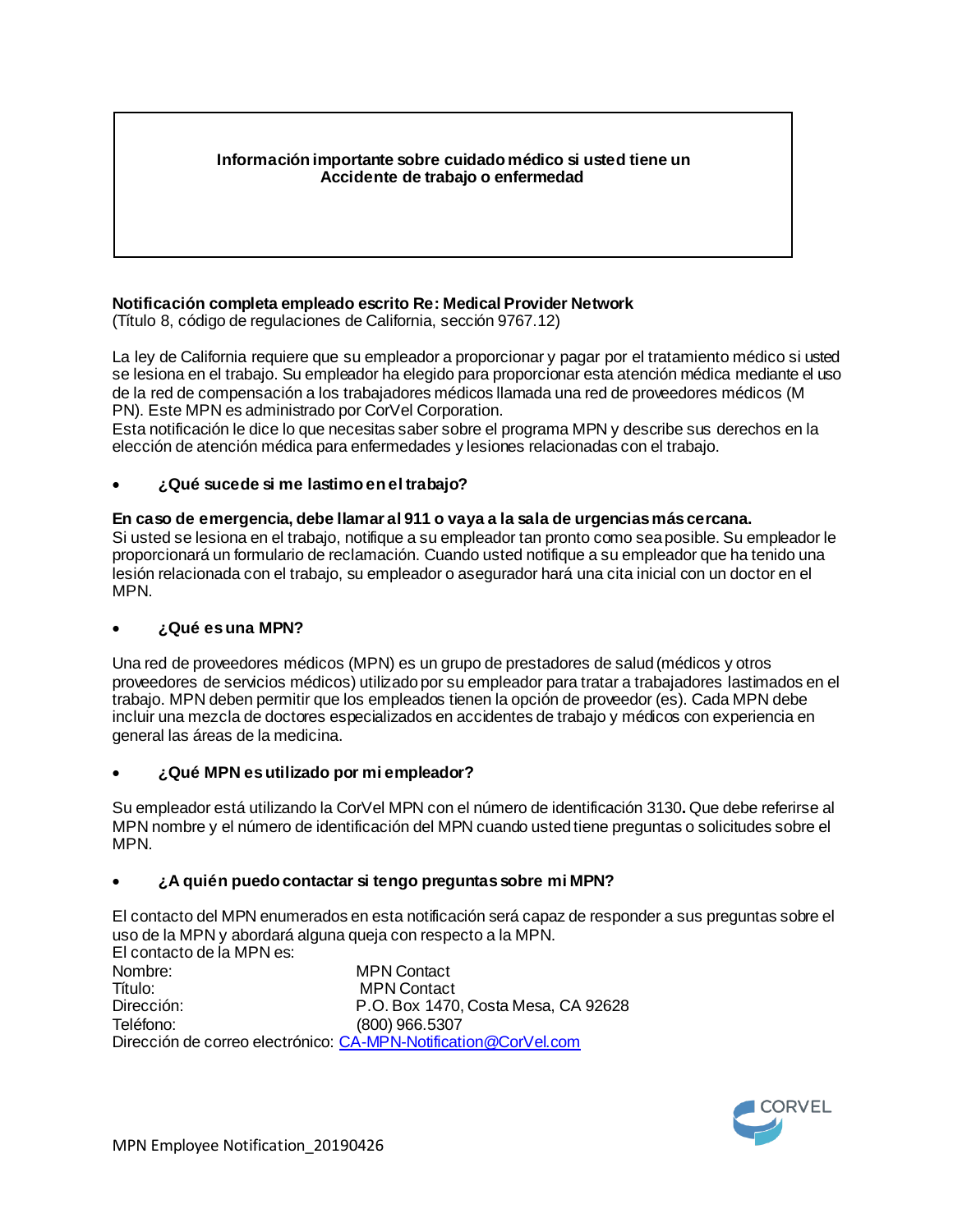**Información importante sobre cuidado médico si usted tiene un Accidente de trabajo o enfermedad**

**Notificación completa empleado escrito Re: Medical Provider Network**
(Título 8, código de regulaciones de California, sección 9767.12)

La ley de California requiere que su empleador a proporcionar y pagar por el tratamiento médico si usted se lesiona en el trabajo. Su empleador ha elegido para proporcionar esta atención médica mediante el uso de la red de compensación a los trabajadores médicos llamada una red de proveedores médicos (M PN). Este MPN es administrado por CorVel Corporation.
Esta notificación le dice lo que necesitas saber sobre el programa MPN y describe sus derechos en la elección de atención médica para enfermedades y lesiones relacionadas con el trabajo.

- **¿Qué sucede si me lastimo en el trabajo?**

**En caso de emergencia, debe llamar al 911 o vaya a la sala de urgencias más cercana.**
Si usted se lesiona en el trabajo, notifique a su empleador tan pronto como sea posible. Su empleador le proporcionará un formulario de reclamación. Cuando usted notifique a su empleador que ha tenido una lesión relacionada con el trabajo, su empleador o asegurador hará una cita inicial con un doctor en el MPN.

- **¿Qué es una MPN?**

Una red de proveedores médicos (MPN) es un grupo de prestadores de salud (médicos y otros proveedores de servicios médicos) utilizado por su empleador para tratar a trabajadores lastimados en el trabajo. MPN deben permitir que los empleados tienen la opción de proveedor (es). Cada MPN debe incluir una mezcla de doctores especializados en accidentes de trabajo y médicos con experiencia en general las áreas de la medicina.

- **¿Qué MPN es utilizado por mi empleador?**

Su empleador está utilizando la CorVel MPN con el número de identificación 3130**.** Que debe referirse al MPN nombre y el número de identificación del MPN cuando usted tiene preguntas o solicitudes sobre el MPN.

- **¿A quién puedo contactar si tengo preguntas sobre mi MPN?**

El contacto del MPN enumerados en esta notificación será capaz de responder a sus preguntas sobre el uso de la MPN y abordará alguna queja con respecto a la MPN.
El contacto de la MPN es:

Nombre: MPN Contact
Título: MPN Contact
Dirección: P.O. Box 1470, Costa Mesa, CA 92628
Teléfono: (800) 966.5307
Dirección de correo electrónico: CA-MPN-Notification@CorVel.com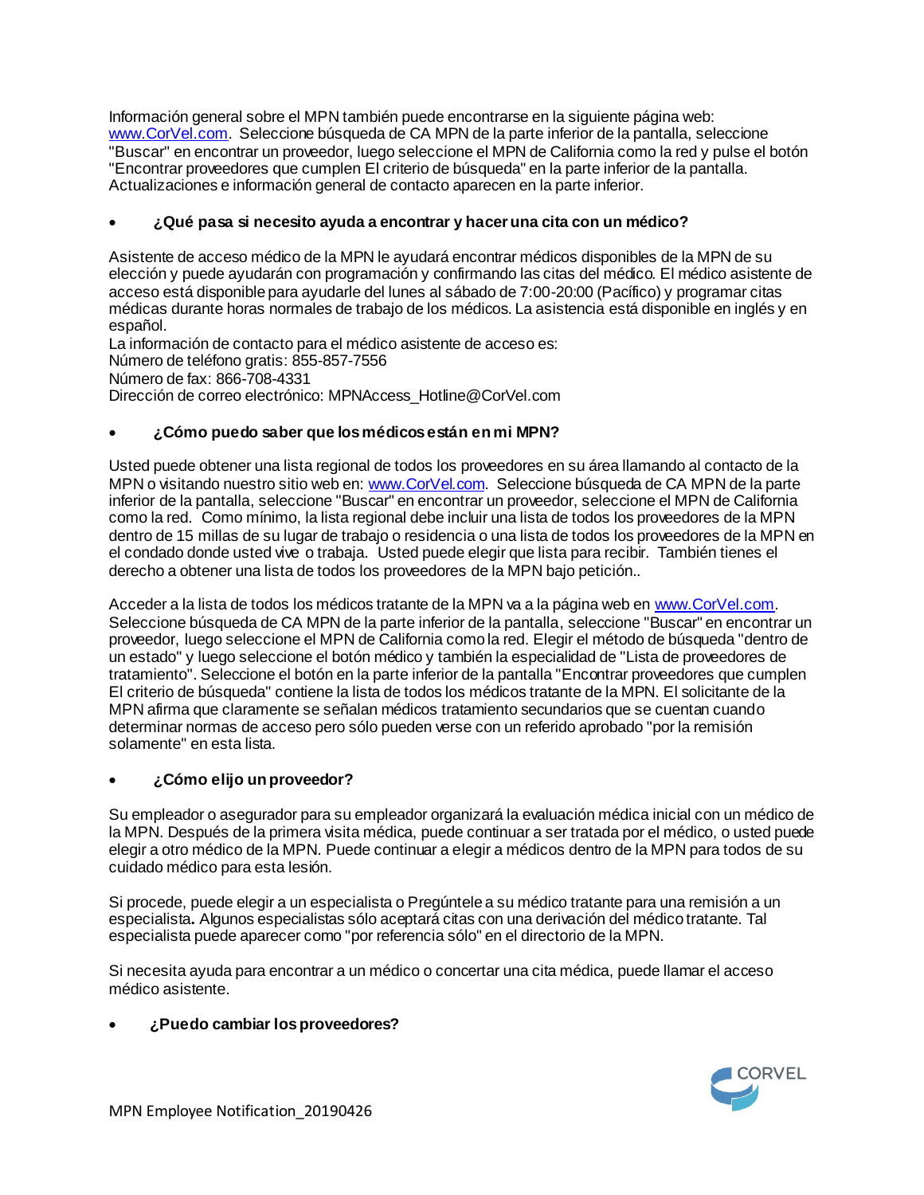Información general sobre el MPN también puede encontrarse en la siguiente página web: www.CorVel.com. Seleccione búsqueda de CA MPN de la parte inferior de la pantalla, seleccione "Buscar" en encontrar un proveedor, luego seleccione el MPN de California como la red y pulse el botón "Encontrar proveedores que cumplen El criterio de búsqueda" en la parte inferior de la pantalla. Actualizaciones e información general de contacto aparecen en la parte inferior.

- **¿Qué pasa si necesito ayuda a encontrar y hacer una cita con un médico?**

Asistente de acceso médico de la MPN le ayudará encontrar médicos disponibles de la MPN de su elección y puede ayudarán con programación y confirmando las citas del médico. El médico asistente de acceso está disponible para ayudarle del lunes al sábado de 7:00-20:00 (Pacífico) y programar citas médicas durante horas normales de trabajo de los médicos. La asistencia está disponible en inglés y en español.
La información de contacto para el médico asistente de acceso es:
Número de teléfono gratis: 855-857-7556
Número de fax: 866-708-4331
Dirección de correo electrónico: MPNAccess_Hotline@CorVel.com

- **¿Cómo puedo saber que los médicos están en mi MPN?**

Usted puede obtener una lista regional de todos los proveedores en su área llamando al contacto de la MPN o visitando nuestro sitio web en: www.CorVel.com. Seleccione búsqueda de CA MPN de la parte inferior de la pantalla, seleccione "Buscar" en encontrar un proveedor, seleccione el MPN de California como la red. Como mínimo, la lista regional debe incluir una lista de todos los proveedores de la MPN dentro de 15 millas de su lugar de trabajo o residencia o una lista de todos los proveedores de la MPN en el condado donde usted vive o trabaja. Usted puede elegir que lista para recibir. También tienes el derecho a obtener una lista de todos los proveedores de la MPN bajo petición..

Acceder a la lista de todos los médicos tratante de la MPN va a la página web en www.CorVel.com. Seleccione búsqueda de CA MPN de la parte inferior de la pantalla, seleccione "Buscar" en encontrar un proveedor, luego seleccione el MPN de California como la red. Elegir el método de búsqueda "dentro de un estado" y luego seleccione el botón médico y también la especialidad de "Lista de proveedores de tratamiento". Seleccione el botón en la parte inferior de la pantalla "Encontrar proveedores que cumplen El criterio de búsqueda" contiene la lista de todos los médicos tratante de la MPN. El solicitante de la MPN afirma que claramente se señalan médicos tratamiento secundarios que se cuentan cuando determinar normas de acceso pero sólo pueden verse con un referido aprobado "por la remisión solamente" en esta lista.

- **¿Cómo elijo un proveedor?**

Su empleador o asegurador para su empleador organizará la evaluación médica inicial con un médico de la MPN. Después de la primera visita médica, puede continuar a ser tratada por el médico, o usted puede elegir a otro médico de la MPN. Puede continuar a elegir a médicos dentro de la MPN para todos de su cuidado médico para esta lesión.

Si procede, puede elegir a un especialista o Pregúntele a su médico tratante para una remisión a un especialista. Algunos especialistas sólo aceptará citas con una derivación del médico tratante. Tal especialista puede aparecer como "por referencia sólo" en el directorio de la MPN.

Si necesita ayuda para encontrar a un médico o concertar una cita médica, puede llamar el acceso médico asistente.

- **¿Puedo cambiar los proveedores?**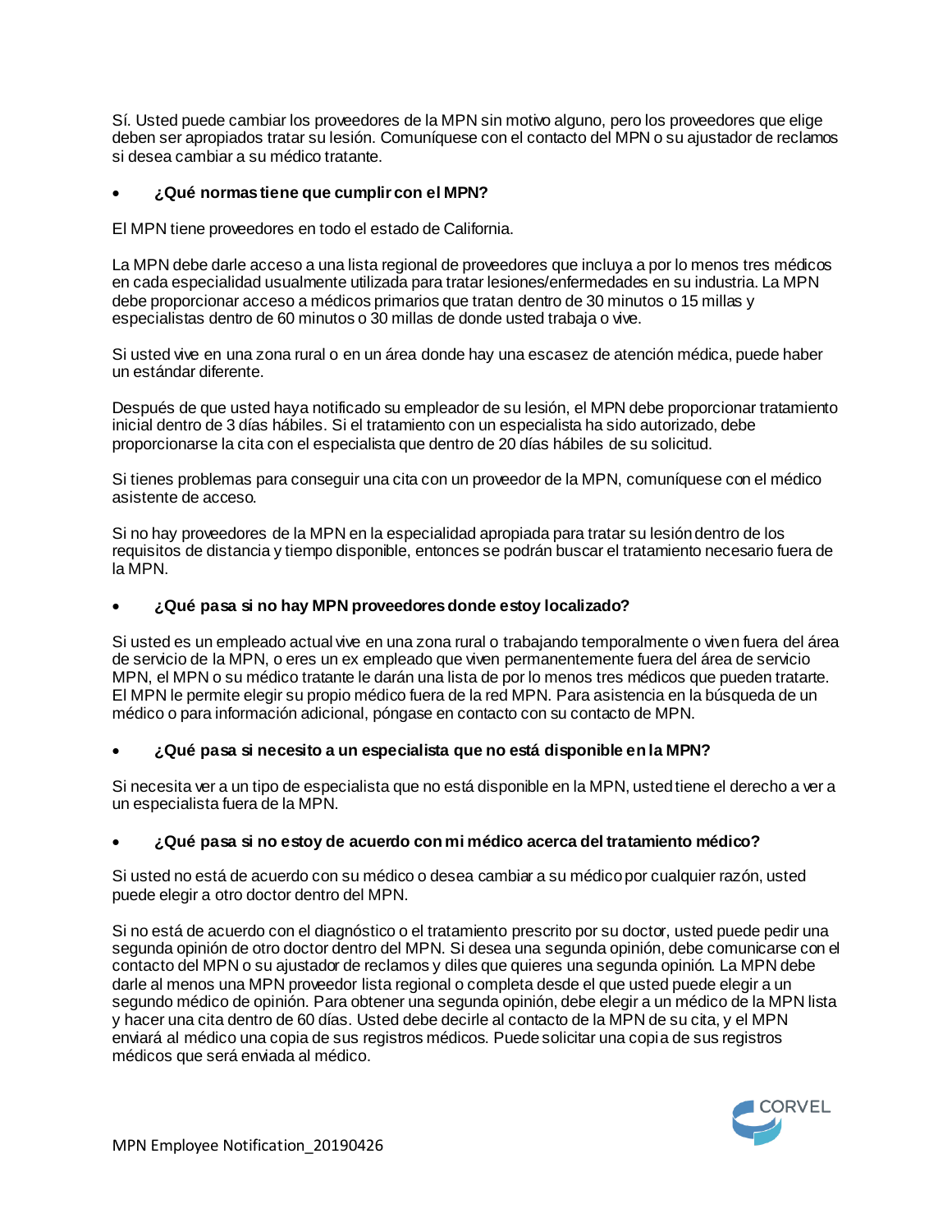Sí. Usted puede cambiar los proveedores de la MPN sin motivo alguno, pero los proveedores que elige deben ser apropiados tratar su lesión. Comuníquese con el contacto del MPN o su ajustador de reclamos si desea cambiar a su médico tratante.

- **¿Qué normas tiene que cumplir con el MPN?**

El MPN tiene proveedores en todo el estado de California.

La MPN debe darle acceso a una lista regional de proveedores que incluya a por lo menos tres médicos en cada especialidad usualmente utilizada para tratar lesiones/enfermedades en su industria. La MPN debe proporcionar acceso a médicos primarios que tratan dentro de 30 minutos o 15 millas y especialistas dentro de 60 minutos o 30 millas de donde usted trabaja o vive.

Si usted vive en una zona rural o en un área donde hay una escasez de atención médica, puede haber un estándar diferente.

Después de que usted haya notificado su empleador de su lesión, el MPN debe proporcionar tratamiento inicial dentro de 3 días hábiles. Si el tratamiento con un especialista ha sido autorizado, debe proporcionarse la cita con el especialista que dentro de 20 días hábiles de su solicitud.

Si tienes problemas para conseguir una cita con un proveedor de la MPN, comuníquese con el médico asistente de acceso.

Si no hay proveedores de la MPN en la especialidad apropiada para tratar su lesión dentro de los requisitos de distancia y tiempo disponible, entonces se podrán buscar el tratamiento necesario fuera de la MPN.

- **¿Qué pasa si no hay MPN proveedores donde estoy localizado?**

Si usted es un empleado actual vive en una zona rural o trabajando temporalmente o viven fuera del área de servicio de la MPN, o eres un ex empleado que viven permanentemente fuera del área de servicio MPN, el MPN o su médico tratante le darán una lista de por lo menos tres médicos que pueden tratarte. El MPN le permite elegir su propio médico fuera de la red MPN. Para asistencia en la búsqueda de un médico o para información adicional, póngase en contacto con su contacto de MPN.

- **¿Qué pasa si necesito a un especialista que no está disponible en la MPN?**

Si necesita ver a un tipo de especialista que no está disponible en la MPN, usted tiene el derecho a ver a un especialista fuera de la MPN.

- **¿Qué pasa si no estoy de acuerdo con mi médico acerca del tratamiento médico?**

Si usted no está de acuerdo con su médico o desea cambiar a su médico por cualquier razón, usted puede elegir a otro doctor dentro del MPN.

Si no está de acuerdo con el diagnóstico o el tratamiento prescrito por su doctor, usted puede pedir una segunda opinión de otro doctor dentro del MPN. Si desea una segunda opinión, debe comunicarse con el contacto del MPN o su ajustador de reclamos y diles que quieres una segunda opinión. La MPN debe darle al menos una MPN proveedor lista regional o completa desde el que usted puede elegir a un segundo médico de opinión. Para obtener una segunda opinión, debe elegir a un médico de la MPN lista y hacer una cita dentro de 60 días. Usted debe decirle al contacto de la MPN de su cita, y el MPN enviará al médico una copia de sus registros médicos. Puede solicitar una copia de sus registros médicos que será enviada al médico.

MPN Employee Notification_20190426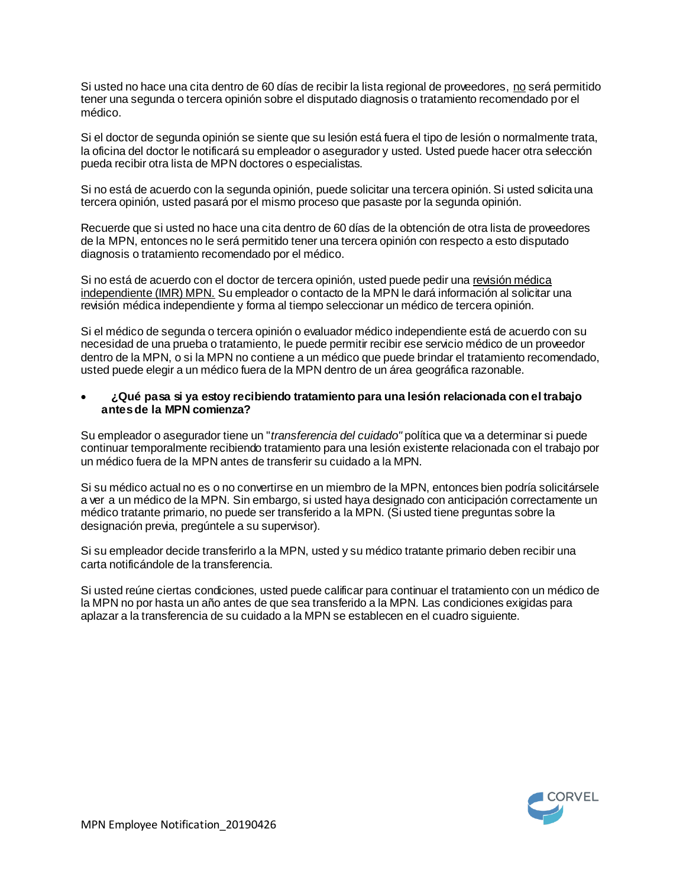Si usted no hace una cita dentro de 60 días de recibir la lista regional de proveedores, no será permitido tener una segunda o tercera opinión sobre el disputado diagnosis o tratamiento recomendado por el médico.

Si el doctor de segunda opinión se siente que su lesión está fuera el tipo de lesión o normalmente trata, la oficina del doctor le notificará su empleador o asegurador y usted. Usted puede hacer otra selección pueda recibir otra lista de MPN doctores o especialistas.

Si no está de acuerdo con la segunda opinión, puede solicitar una tercera opinión. Si usted solicita una tercera opinión, usted pasará por el mismo proceso que pasaste por la segunda opinión.

Recuerde que si usted no hace una cita dentro de 60 días de la obtención de otra lista de proveedores de la MPN, entonces no le será permitido tener una tercera opinión con respecto a esto disputado diagnosis o tratamiento recomendado por el médico.

Si no está de acuerdo con el doctor de tercera opinión, usted puede pedir una revisión médica independiente (IMR) MPN. Su empleador o contacto de la MPN le dará información al solicitar una revisión médica independiente y forma al tiempo seleccionar un médico de tercera opinión.

Si el médico de segunda o tercera opinión o evaluador médico independiente está de acuerdo con su necesidad de una prueba o tratamiento, le puede permitir recibir ese servicio médico de un proveedor dentro de la MPN, o si la MPN no contiene a un médico que puede brindar el tratamiento recomendado, usted puede elegir a un médico fuera de la MPN dentro de un área geográfica razonable.

- **¿Qué pasa si ya estoy recibiendo tratamiento para una lesión relacionada con el trabajo antes de la MPN comienza?**

Su empleador o asegurador tiene un "*transferencia del cuidado"* política que va a determinar si puede continuar temporalmente recibiendo tratamiento para una lesión existente relacionada con el trabajo por un médico fuera de la MPN antes de transferir su cuidado a la MPN.

Si su médico actual no es o no convertirse en un miembro de la MPN, entonces bien podría solicitársele a ver a un médico de la MPN. Sin embargo, si usted haya designado con anticipación correctamente un médico tratante primario, no puede ser transferido a la MPN. (Si usted tiene preguntas sobre la designación previa, pregúntele a su supervisor).

Si su empleador decide transferirlo a la MPN, usted y su médico tratante primario deben recibir una carta notificándole de la transferencia.

Si usted reúne ciertas condiciones, usted puede calificar para continuar el tratamiento con un médico de la MPN no por hasta un año antes de que sea transferido a la MPN. Las condiciones exigidas para aplazar a la transferencia de su cuidado a la MPN se establecen en el cuadro siguiente.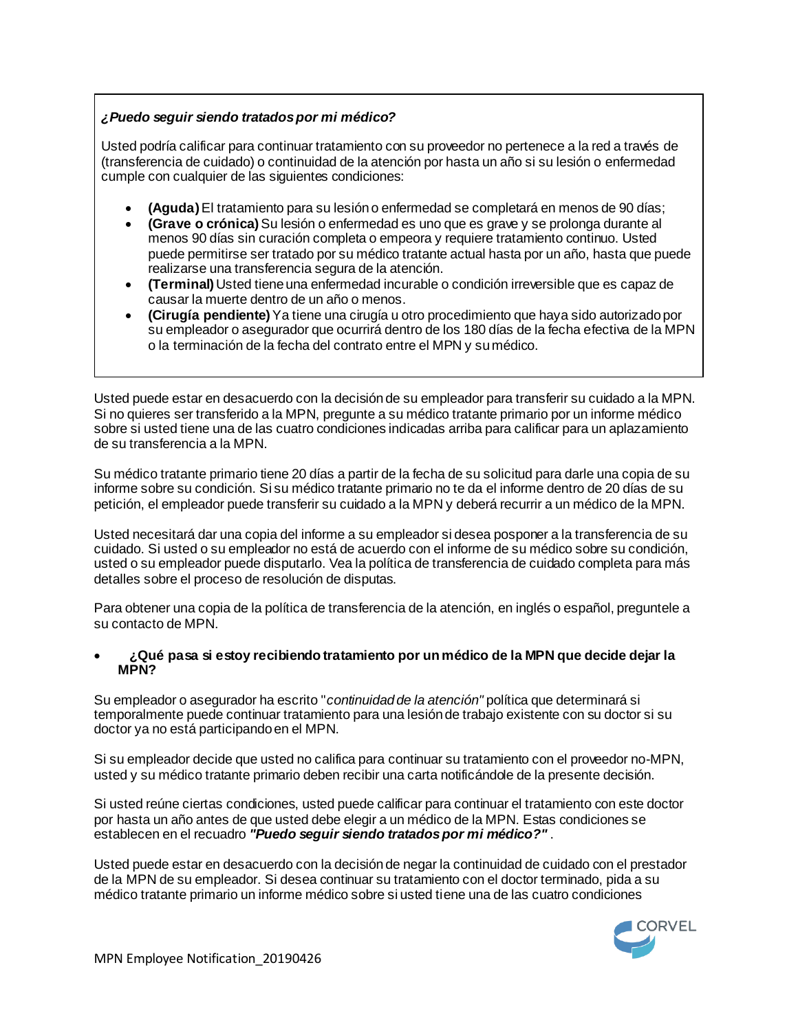***¿Puedo seguir siendo tratados por mi médico?***

Usted podría calificar para continuar tratamiento con su proveedor no pertenece a la red a través de (transferencia de cuidado) o continuidad de la atención por hasta un año si su lesión o enfermedad cumple con cualquier de las siguientes condiciones:

- **(Aguda)** El tratamiento para su lesión o enfermedad se completará en menos de 90 días;
- **(Grave o crónica)** Su lesión o enfermedad es uno que es grave y se prolonga durante al menos 90 días sin curación completa o empeora y requiere tratamiento continuo. Usted puede permitirse ser tratado por su médico tratante actual hasta por un año, hasta que puede realizarse una transferencia segura de la atención.
- **(Terminal)** Usted tiene una enfermedad incurable o condición irreversible que es capaz de causar la muerte dentro de un año o menos.
- **(Cirugía pendiente)** Ya tiene una cirugía u otro procedimiento que haya sido autorizado por su empleador o asegurador que ocurrirá dentro de los 180 días de la fecha efectiva de la MPN o la terminación de la fecha del contrato entre el MPN y su médico.

Usted puede estar en desacuerdo con la decisión de su empleador para transferir su cuidado a la MPN. Si no quieres ser transferido a la MPN, pregunte a su médico tratante primario por un informe médico sobre si usted tiene una de las cuatro condiciones indicadas arriba para calificar para un aplazamiento de su transferencia a la MPN.

Su médico tratante primario tiene 20 días a partir de la fecha de su solicitud para darle una copia de su informe sobre su condición. Si su médico tratante primario no te da el informe dentro de 20 días de su petición, el empleador puede transferir su cuidado a la MPN y deberá recurrir a un médico de la MPN.

Usted necesitará dar una copia del informe a su empleador si desea posponer a la transferencia de su cuidado. Si usted o su empleador no está de acuerdo con el informe de su médico sobre su condición, usted o su empleador puede disputarlo. Vea la política de transferencia de cuidado completa para más detalles sobre el proceso de resolución de disputas.

Para obtener una copia de la política de transferencia de la atención, en inglés o español, preguntele a su contacto de MPN.

- **¿Qué pasa si estoy recibiendo tratamiento por un médico de la MPN que decide dejar la MPN?**

Su empleador o asegurador ha escrito "*continuidad de la atención"* política que determinará si temporalmente puede continuar tratamiento para una lesión de trabajo existente con su doctor si su doctor ya no está participando en el MPN.

Si su empleador decide que usted no califica para continuar su tratamiento con el proveedor no-MPN, usted y su médico tratante primario deben recibir una carta notificándole de la presente decisión.

Si usted reúne ciertas condiciones, usted puede calificar para continuar el tratamiento con este doctor por hasta un año antes de que usted debe elegir a un médico de la MPN. Estas condiciones se establecen en el recuadro ***"Puedo seguir siendo tratados por mi médico?"*** .

Usted puede estar en desacuerdo con la decisión de negar la continuidad de cuidado con el prestador de la MPN de su empleador. Si desea continuar su tratamiento con el doctor terminado, pida a su médico tratante primario un informe médico sobre si usted tiene una de las cuatro condiciones

MPN Employee Notification_20190426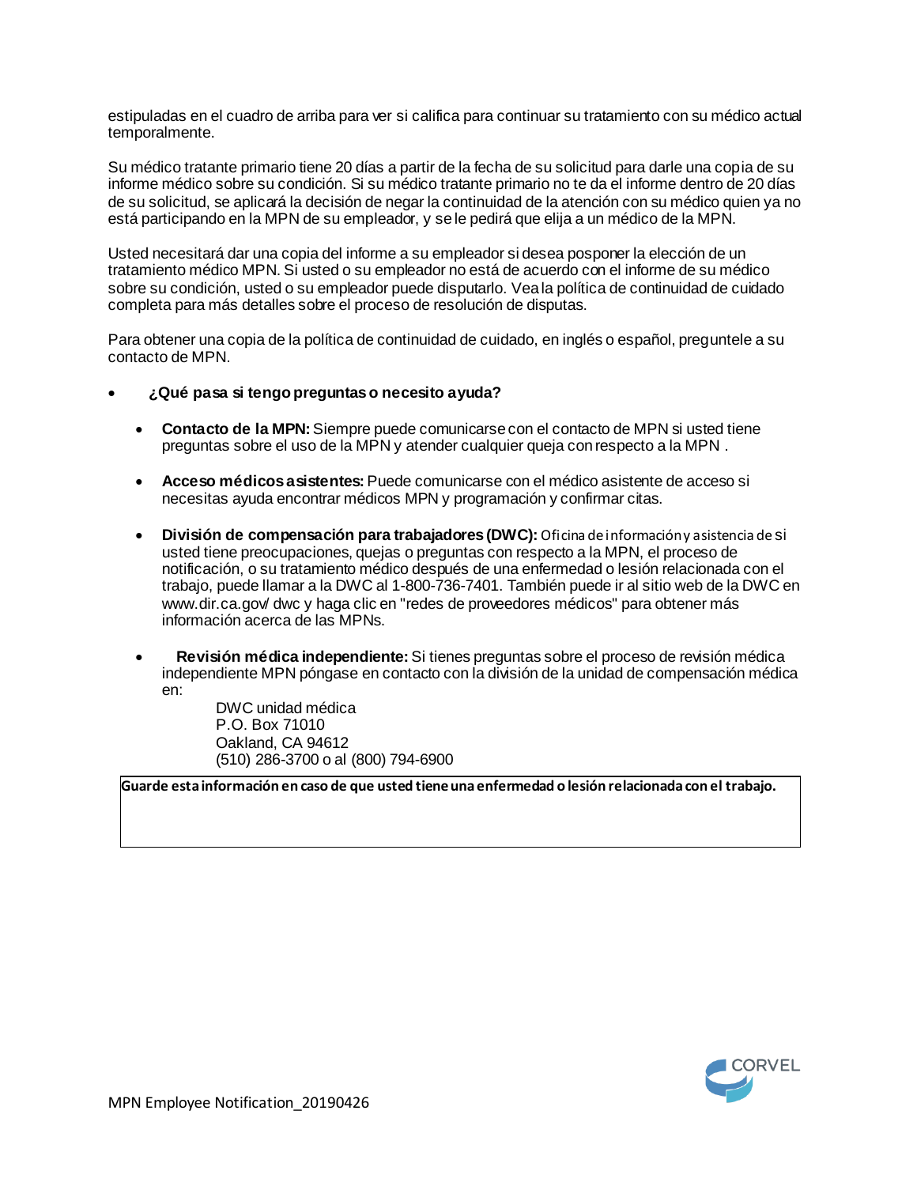estipuladas en el cuadro de arriba para ver si califica para continuar su tratamiento con su médico actual temporalmente.

Su médico tratante primario tiene 20 días a partir de la fecha de su solicitud para darle una copia de su informe médico sobre su condición. Si su médico tratante primario no te da el informe dentro de 20 días de su solicitud, se aplicará la decisión de negar la continuidad de la atención con su médico quien ya no está participando en la MPN de su empleador, y se le pedirá que elija a un médico de la MPN.

Usted necesitará dar una copia del informe a su empleador si desea posponer la elección de un tratamiento médico MPN. Si usted o su empleador no está de acuerdo con el informe de su médico sobre su condición, usted o su empleador puede disputarlo. Vea la política de continuidad de cuidado completa para más detalles sobre el proceso de resolución de disputas.

Para obtener una copia de la política de continuidad de cuidado, en inglés o español, preguntele a su contacto de MPN.

- **¿Qué pasa si tengo preguntas o necesito ayuda?**
  - **Contacto de la MPN:** Siempre puede comunicarse con el contacto de MPN si usted tiene preguntas sobre el uso de la MPN y atender cualquier queja con respecto a la MPN .
  - **Acceso médicos asistentes:** Puede comunicarse con el médico asistente de acceso si necesitas ayuda encontrar médicos MPN y programación y confirmar citas.
  - **División de compensación para trabajadores (DWC):** Oficina de información y asistencia de si usted tiene preocupaciones, quejas o preguntas con respecto a la MPN, el proceso de notificación, o su tratamiento médico después de una enfermedad o lesión relacionada con el trabajo, puede llamar a la DWC al 1-800-736-7401. También puede ir al sitio web de la DWC en www.dir.ca.gov/ dwc y haga clic en "redes de proveedores médicos" para obtener más información acerca de las MPNs.
  - **Revisión médica independiente:** Si tienes preguntas sobre el proceso de revisión médica independiente MPN póngase en contacto con la división de la unidad de compensación médica en:

    DWC unidad médica
    P.O. Box 71010
    Oakland, CA 94612
    (510) 286-3700 o al (800) 794-6900

**Guarde esta información en caso de que usted tiene una enfermedad o lesión relacionada con el trabajo.**

CORVEL

MPN Employee Notification_20190426